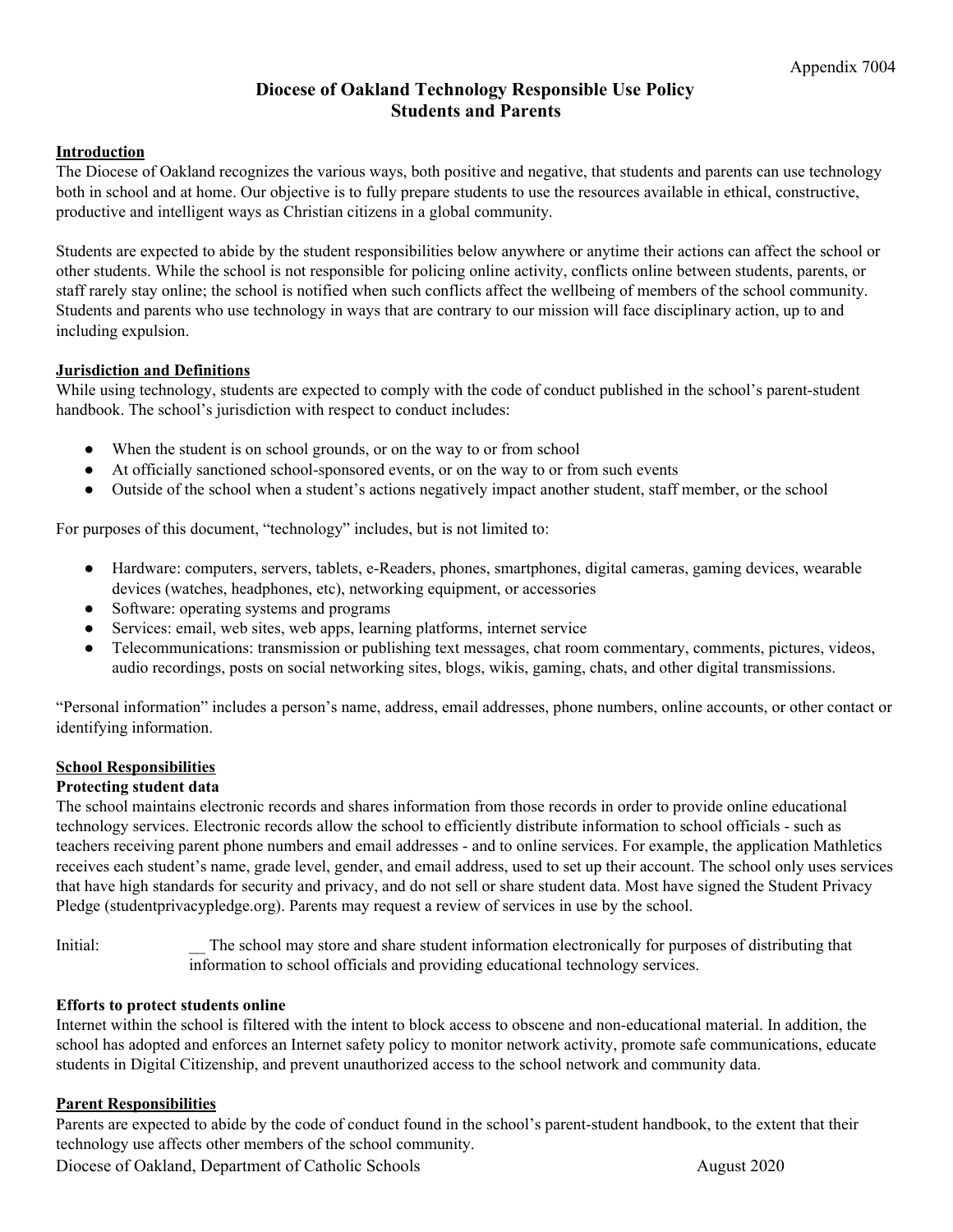Appendix 7004

# Diocese of Oakland Technology Responsible Use Policy
# Students and Parents

## Introduction

The Diocese of Oakland recognizes the various ways, both positive and negative, that students and parents can use technology both in school and at home. Our objective is to fully prepare students to use the resources available in ethical, constructive, productive and intelligent ways as Christian citizens in a global community.

Students are expected to abide by the student responsibilities below anywhere or anytime their actions can affect the school or other students. While the school is not responsible for policing online activity, conflicts online between students, parents, or staff rarely stay online; the school is notified when such conflicts affect the wellbeing of members of the school community. Students and parents who use technology in ways that are contrary to our mission will face disciplinary action, up to and including expulsion.

## Jurisdiction and Definitions

While using technology, students are expected to comply with the code of conduct published in the school's parent-student handbook. The school's jurisdiction with respect to conduct includes:

- When the student is on school grounds, or on the way to or from school
- At officially sanctioned school-sponsored events, or on the way to or from such events
- Outside of the school when a student's actions negatively impact another student, staff member, or the school

For purposes of this document, "technology" includes, but is not limited to:

- Hardware: computers, servers, tablets, e-Readers, phones, smartphones, digital cameras, gaming devices, wearable devices (watches, headphones, etc), networking equipment, or accessories
- Software: operating systems and programs
- Services: email, web sites, web apps, learning platforms, internet service
- Telecommunications: transmission or publishing text messages, chat room commentary, comments, pictures, videos, audio recordings, posts on social networking sites, blogs, wikis, gaming, chats, and other digital transmissions.

"Personal information" includes a person's name, address, email addresses, phone numbers, online accounts, or other contact or identifying information.

## School Responsibilities

### Protecting student data

The school maintains electronic records and shares information from those records in order to provide online educational technology services. Electronic records allow the school to efficiently distribute information to school officials - such as teachers receiving parent phone numbers and email addresses - and to online services. For example, the application Mathletics receives each student's name, grade level, gender, and email address, used to set up their account. The school only uses services that have high standards for security and privacy, and do not sell or share student data. Most have signed the Student Privacy Pledge (studentprivacypledge.org). Parents may request a review of services in use by the school.

Initial: __ The school may store and share student information electronically for purposes of distributing that information to school officials and providing educational technology services.

### Efforts to protect students online

Internet within the school is filtered with the intent to block access to obscene and non-educational material. In addition, the school has adopted and enforces an Internet safety policy to monitor network activity, promote safe communications, educate students in Digital Citizenship, and prevent unauthorized access to the school network and community data.

## Parent Responsibilities

Parents are expected to abide by the code of conduct found in the school's parent-student handbook, to the extent that their technology use affects other members of the school community.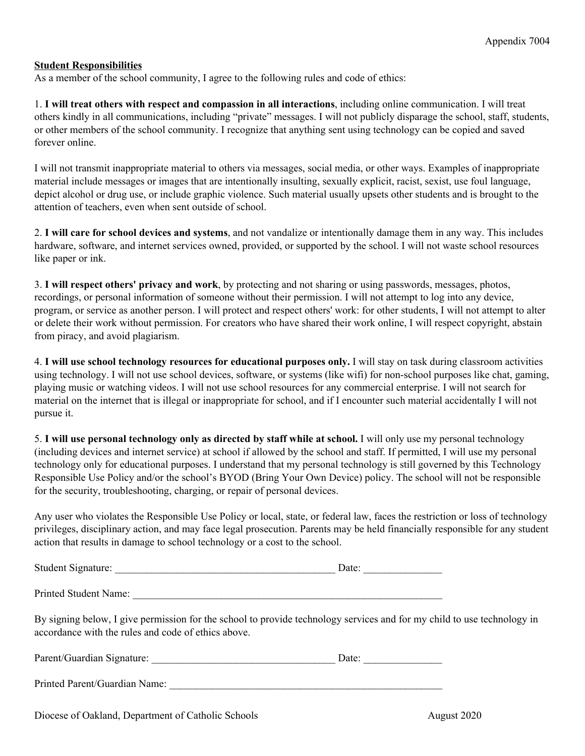Appendix 7004

**Student Responsibilities**

As a member of the school community, I agree to the following rules and code of ethics:

1. **I will treat others with respect and compassion in all interactions**, including online communication. I will treat others kindly in all communications, including "private" messages. I will not publicly disparage the school, staff, students, or other members of the school community. I recognize that anything sent using technology can be copied and saved forever online.

I will not transmit inappropriate material to others via messages, social media, or other ways. Examples of inappropriate material include messages or images that are intentionally insulting, sexually explicit, racist, sexist, use foul language, depict alcohol or drug use, or include graphic violence. Such material usually upsets other students and is brought to the attention of teachers, even when sent outside of school.

2. **I will care for school devices and systems**, and not vandalize or intentionally damage them in any way. This includes hardware, software, and internet services owned, provided, or supported by the school. I will not waste school resources like paper or ink.

3. **I will respect others' privacy and work**, by protecting and not sharing or using passwords, messages, photos, recordings, or personal information of someone without their permission. I will not attempt to log into any device, program, or service as another person. I will protect and respect others' work: for other students, I will not attempt to alter or delete their work without permission. For creators who have shared their work online, I will respect copyright, abstain from piracy, and avoid plagiarism.

4. **I will use school technology resources for educational purposes only.** I will stay on task during classroom activities using technology. I will not use school devices, software, or systems (like wifi) for non-school purposes like chat, gaming, playing music or watching videos. I will not use school resources for any commercial enterprise. I will not search for material on the internet that is illegal or inappropriate for school, and if I encounter such material accidentally I will not pursue it.

5. **I will use personal technology only as directed by staff while at school.** I will only use my personal technology (including devices and internet service) at school if allowed by the school and staff. If permitted, I will use my personal technology only for educational purposes. I understand that my personal technology is still governed by this Technology Responsible Use Policy and/or the school's BYOD (Bring Your Own Device) policy. The school will not be responsible for the security, troubleshooting, charging, or repair of personal devices.

Any user who violates the Responsible Use Policy or local, state, or federal law, faces the restriction or loss of technology privileges, disciplinary action, and may face legal prosecution. Parents may be held financially responsible for any student action that results in damage to school technology or a cost to the school.

Student Signature: ___________________________________________ Date: _______________

Printed Student Name: ______________________________________________________________

By signing below, I give permission for the school to provide technology services and for my child to use technology in accordance with the rules and code of ethics above.

Parent/Guardian Signature: ____________________________________ Date: _______________

Printed Parent/Guardian Name: ________________________________________________________

Diocese of Oakland, Department of Catholic Schools August 2020